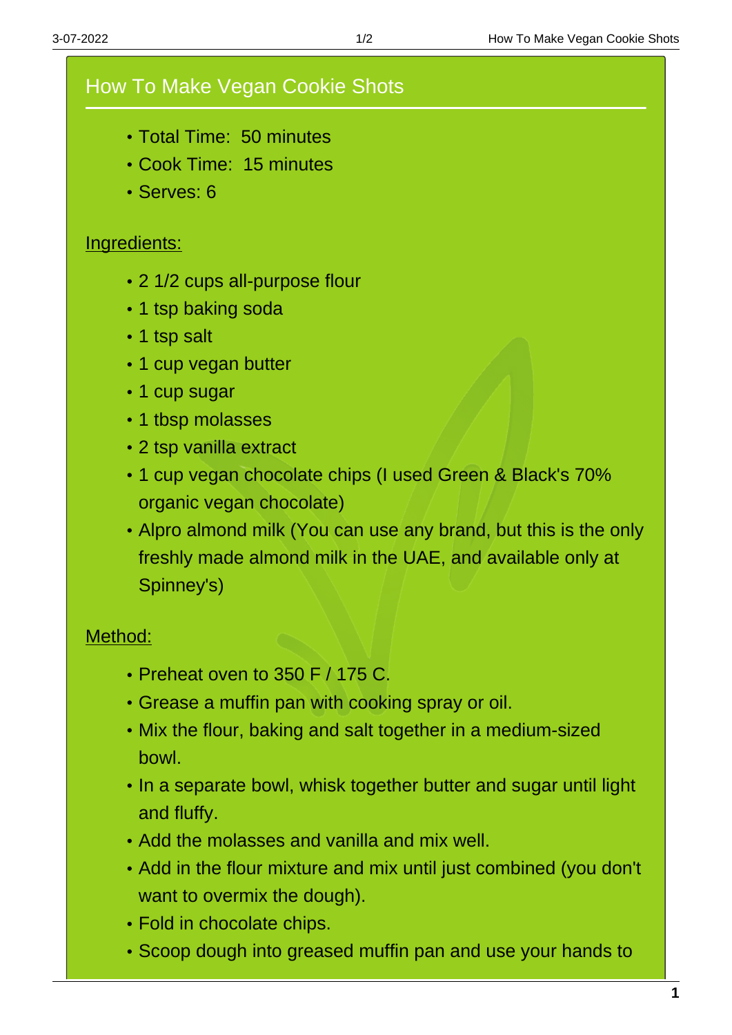# How To Make Vegan Cookie Shots

- Total Time: 50 minutes
- Cook Time: 15 minutes
- Serves: 6

## Ingredients:

- 2 1/2 cups all-purpose flour
- 1 tsp baking soda
- 1 tsp salt
- 1 cup vegan butter
- 1 cup sugar
- 1 tbsp molasses
- 2 tsp vanilla extract
- 1 cup vegan chocolate chips (I used Green & Black's 70% organic vegan chocolate)
- Alpro almond milk (You can use any brand, but this is the only freshly made almond milk in the UAE, and available only at Spinney's)

## Method:

- Preheat oven to 350 F / 175 C.
- Grease a muffin pan with cooking spray or oil.
- Mix the flour, baking and salt together in a medium-sized bowl.
- In a separate bowl, whisk together butter and sugar until light and fluffy.
- Add the molasses and vanilla and mix well.
- Add in the flour mixture and mix until just combined (you don't want to overmix the dough).
- Fold in chocolate chips.
- Scoop dough into greased muffin pan and use your hands to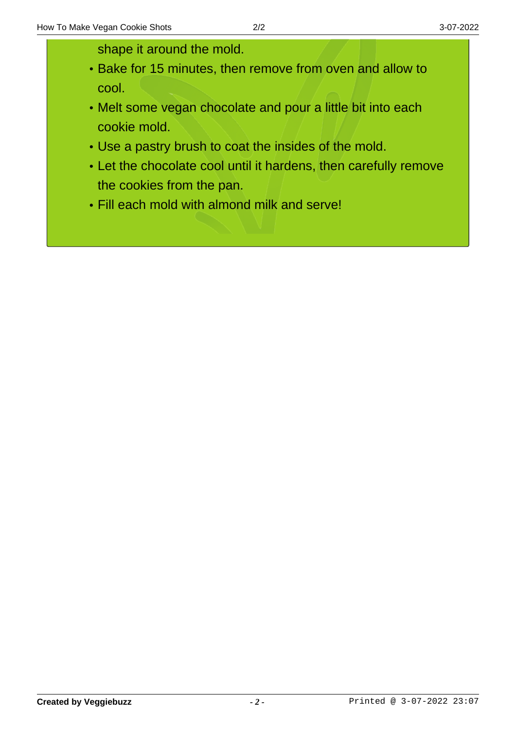shape it around the mold.

- Bake for 15 minutes, then remove from oven and allow to cool.
- Melt some vegan chocolate and pour a little bit into each cookie mold.
- Use a pastry brush to coat the insides of the mold.
- Let the chocolate cool until it hardens, then carefully remove the cookies from the pan.
- Fill each mold with almond milk and serve!